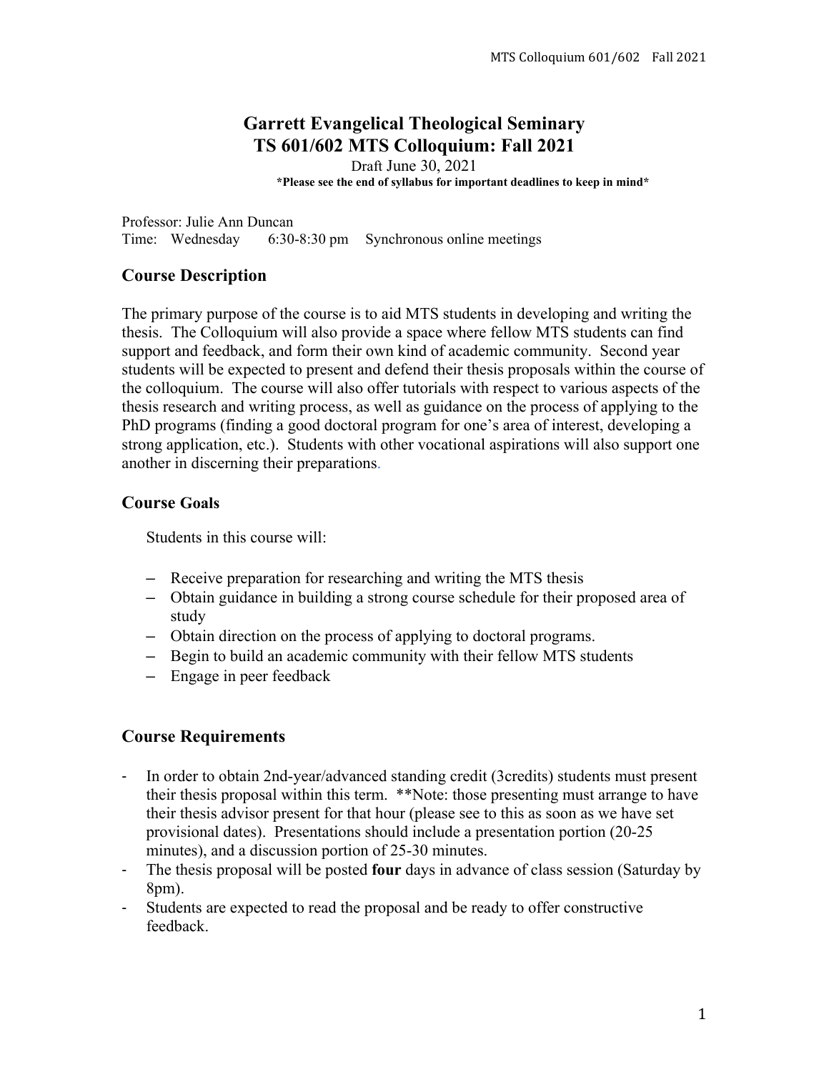# Garrett Evangelical Theological Seminary
# TS 601/602 MTS Colloquium: Fall 2021

Draft June 30, 2021

**\*Please see the end of syllabus for important deadlines to keep in mind\***

Professor: Julie Ann Duncan
Time: Wednesday 6:30-8:30 pm Synchronous online meetings

## Course Description

The primary purpose of the course is to aid MTS students in developing and writing the thesis. The Colloquium will also provide a space where fellow MTS students can find support and feedback, and form their own kind of academic community. Second year students will be expected to present and defend their thesis proposals within the course of the colloquium. The course will also offer tutorials with respect to various aspects of the thesis research and writing process, as well as guidance on the process of applying to the PhD programs (finding a good doctoral program for one's area of interest, developing a strong application, etc.). Students with other vocational aspirations will also support one another in discerning their preparations.

## Course Goals

Students in this course will:

- Receive preparation for researching and writing the MTS thesis
- Obtain guidance in building a strong course schedule for their proposed area of study
- Obtain direction on the process of applying to doctoral programs.
- Begin to build an academic community with their fellow MTS students
- Engage in peer feedback

## Course Requirements

- In order to obtain 2nd-year/advanced standing credit (3credits) students must present their thesis proposal within this term. \*\*Note: those presenting must arrange to have their thesis advisor present for that hour (please see to this as soon as we have set provisional dates). Presentations should include a presentation portion (20-25 minutes), and a discussion portion of 25-30 minutes.
- The thesis proposal will be posted **four** days in advance of class session (Saturday by 8pm).
- Students are expected to read the proposal and be ready to offer constructive feedback.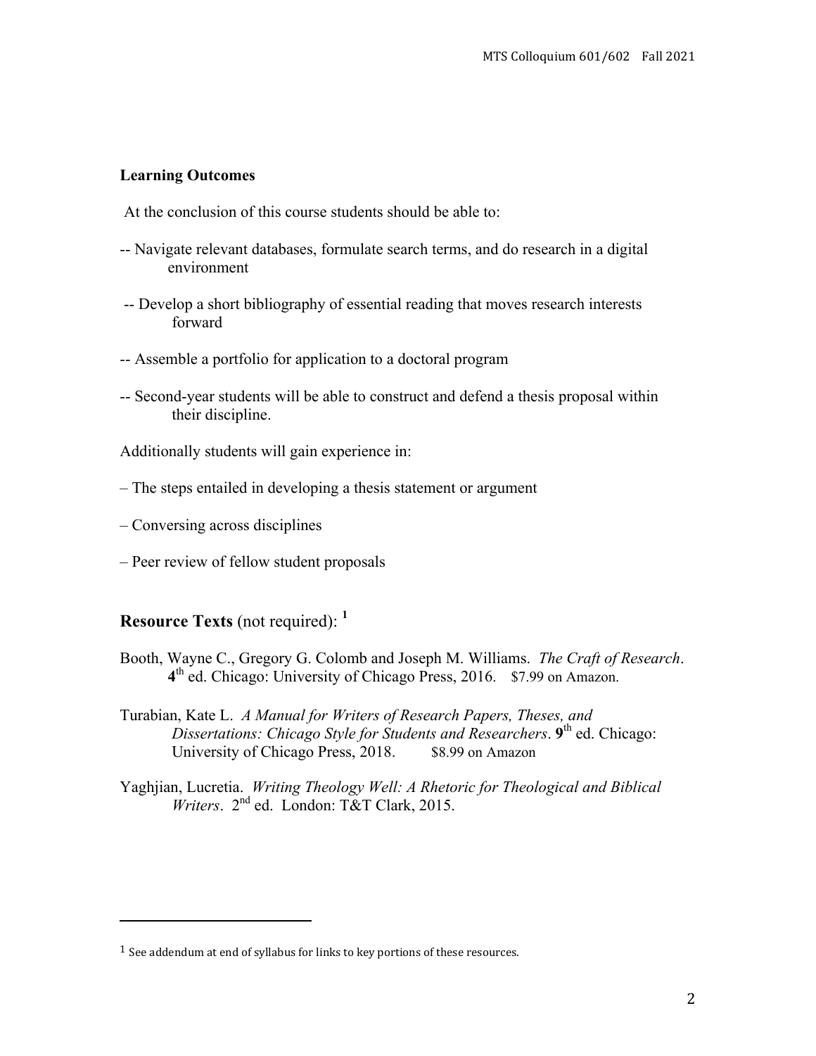**Learning Outcomes**

At the conclusion of this course students should be able to:

-- Navigate relevant databases, formulate search terms, and do research in a digital environment

-- Develop a short bibliography of essential reading that moves research interests forward

-- Assemble a portfolio for application to a doctoral program

-- Second-year students will be able to construct and defend a thesis proposal within their discipline.

Additionally students will gain experience in:

– The steps entailed in developing a thesis statement or argument

– Conversing across disciplines

– Peer review of fellow student proposals

## **Resource Texts** (not required): [1]

Booth, Wayne C., Gregory G. Colomb and Joseph M. Williams. *The Craft of Research*. **4**th ed. Chicago: University of Chicago Press, 2016. $7.99 on Amazon.

Turabian, Kate L. *A Manual for Writers of Research Papers, Theses, and Dissertations: Chicago Style for Students and Researchers*. **9**th ed. Chicago: University of Chicago Press, 2018. $8.99 on Amazon

Yaghjian, Lucretia. *Writing Theology Well: A Rhetoric for Theological and Biblical Writers*. 2nd ed. London: T&T Clark, 2015.

---

[1] See addendum at end of syllabus for links to key portions of these resources.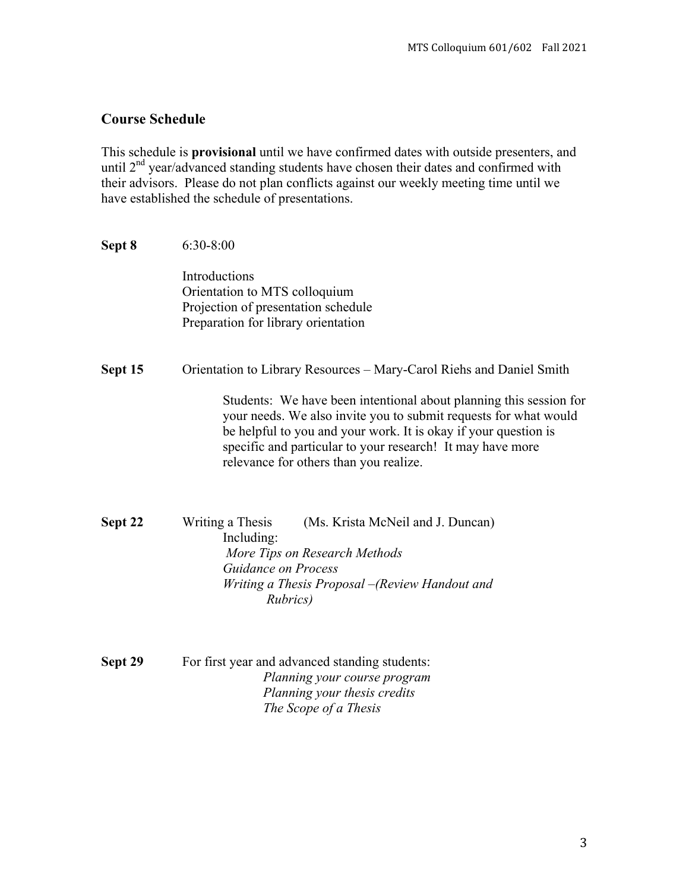## Course Schedule

This schedule is **provisional** until we have confirmed dates with outside presenters, and until 2nd year/advanced standing students have chosen their dates and confirmed with their advisors. Please do not plan conflicts against our weekly meeting time until we have established the schedule of presentations.

**Sept 8** 6:30-8:00

Introductions
Orientation to MTS colloquium
Projection of presentation schedule
Preparation for library orientation

**Sept 15** Orientation to Library Resources – Mary-Carol Riehs and Daniel Smith

Students: We have been intentional about planning this session for your needs. We also invite you to submit requests for what would be helpful to you and your work. It is okay if your question is specific and particular to your research! It may have more relevance for others than you realize.

**Sept 22** Writing a Thesis (Ms. Krista McNeil and J. Duncan)

Including:
*More Tips on Research Methods*
*Guidance on Process*
*Writing a Thesis Proposal –(Review Handout and Rubrics)*

**Sept 29** For first year and advanced standing students:

*Planning your course program*
*Planning your thesis credits*
*The Scope of a Thesis*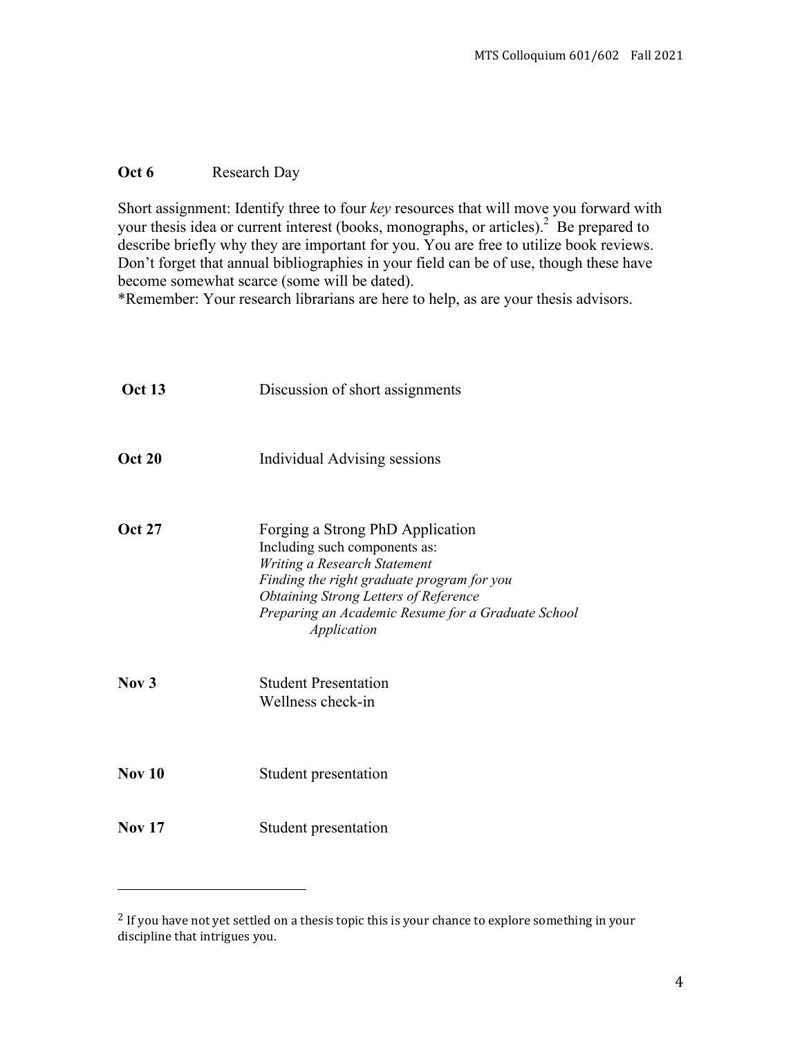**Oct 6** Research Day

Short assignment: Identify three to four *key* resources that will move you forward with your thesis idea or current interest (books, monographs, or articles).[2] Be prepared to describe briefly why they are important for you. You are free to utilize book reviews. Don't forget that annual bibliographies in your field can be of use, though these have become somewhat scarce (some will be dated).

*Remember: Your research librarians are here to help, as are your thesis advisors.

**Oct 13** Discussion of short assignments

**Oct 20** Individual Advising sessions

**Oct 27** Forging a Strong PhD Application

Including such components as:

*Writing a Research Statement*

*Finding the right graduate program for you*

*Obtaining Strong Letters of Reference*

*Preparing an Academic Resume for a Graduate School Application*

**Nov 3** Student Presentation

Wellness check-in

**Nov 10** Student presentation

**Nov 17** Student presentation

---

[2] If you have not yet settled on a thesis topic this is your chance to explore something in your discipline that intrigues you.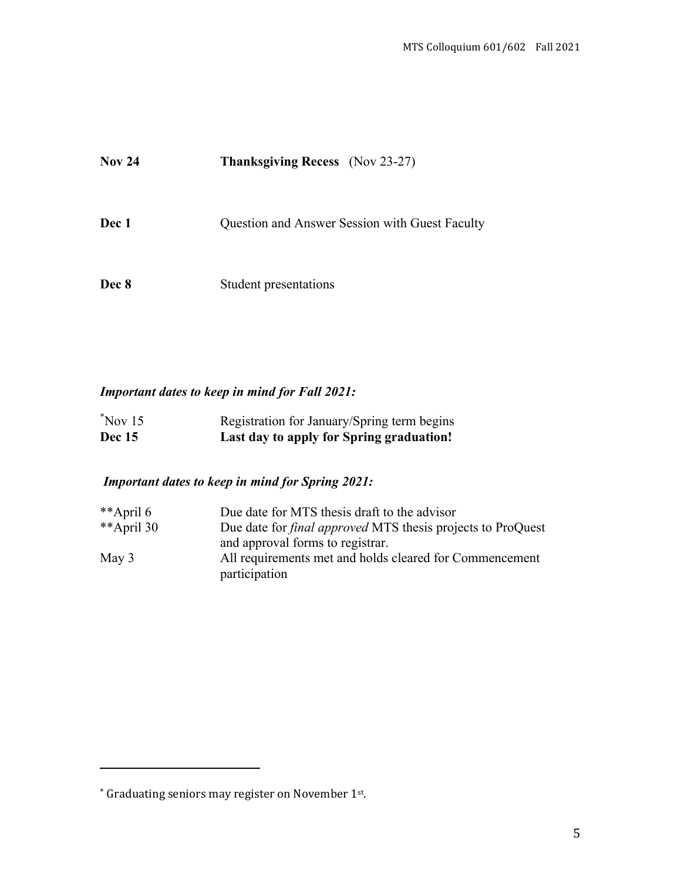**Nov 24** **Thanksgiving Recess** (Nov 23-27)

**Dec 1** Question and Answer Session with Guest Faculty

**Dec 8** Student presentations

***Important dates to keep in mind for Fall 2021:***

| | |
|---|---|
| *Nov 15 | Registration for January/Spring term begins |
| **Dec 15** | **Last day to apply for Spring graduation!** |

***Important dates to keep in mind for Spring 2021:***

| | |
|---|---|
| **April 6 | Due date for MTS thesis draft to the advisor |
| **April 30 | Due date for *final approved* MTS thesis projects to ProQuest and approval forms to registrar. |
| May 3 | All requirements met and holds cleared for Commencement participation |

---

* Graduating seniors may register on November 1st.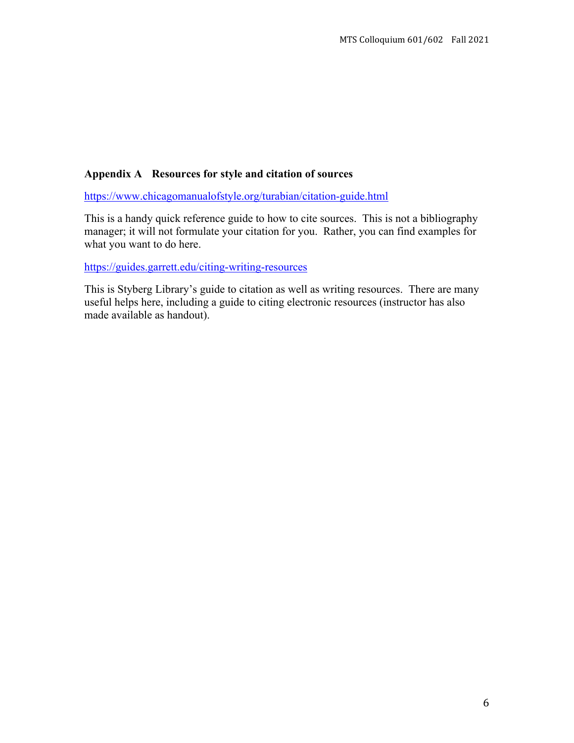## Appendix A Resources for style and citation of sources

https://www.chicagomanualofstyle.org/turabian/citation-guide.html

This is a handy quick reference guide to how to cite sources. This is not a bibliography manager; it will not formulate your citation for you. Rather, you can find examples for what you want to do here.

https://guides.garrett.edu/citing-writing-resources

This is Styberg Library's guide to citation as well as writing resources. There are many useful helps here, including a guide to citing electronic resources (instructor has also made available as handout).